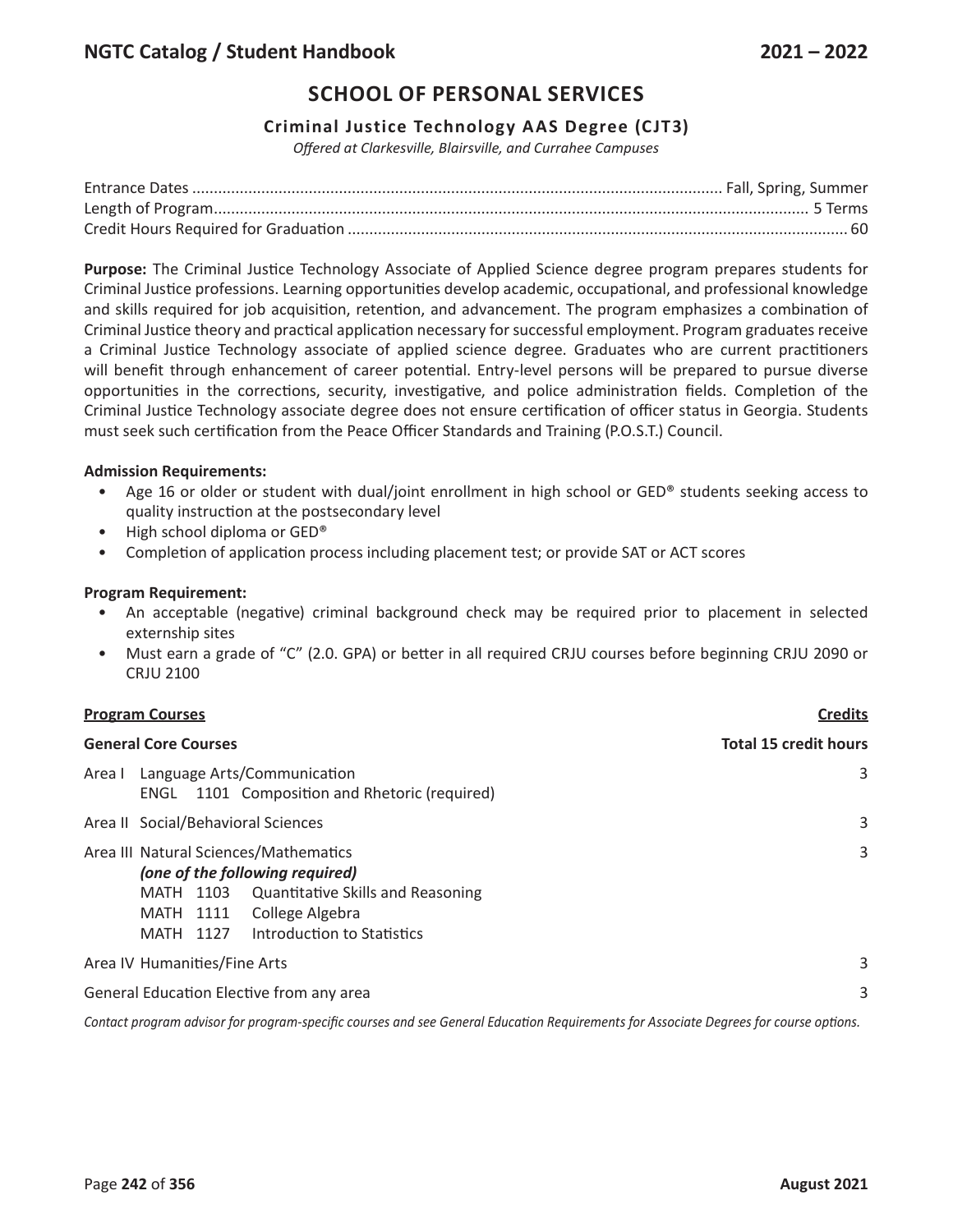## SCHOOL OF PERSONAL SERVICES

### Criminal Justice Technology AAS Degree (CJT3)

*Offered at Clarkesville, Blairsville, and Currahee Campuses*

Entrance Dates .......... Fall, Spring, Summer
Length of Program .......... 5 Terms
Credit Hours Required for Graduation .......... 60

**Purpose:** The Criminal Justice Technology Associate of Applied Science degree program prepares students for Criminal Justice professions. Learning opportunities develop academic, occupational, and professional knowledge and skills required for job acquisition, retention, and advancement. The program emphasizes a combination of Criminal Justice theory and practical application necessary for successful employment. Program graduates receive a Criminal Justice Technology associate of applied science degree. Graduates who are current practitioners will benefit through enhancement of career potential. Entry-level persons will be prepared to pursue diverse opportunities in the corrections, security, investigative, and police administration fields. Completion of the Criminal Justice Technology associate degree does not ensure certification of officer status in Georgia. Students must seek such certification from the Peace Officer Standards and Training (P.O.S.T.) Council.

**Admission Requirements:**

- Age 16 or older or student with dual/joint enrollment in high school or GED® students seeking access to quality instruction at the postsecondary level
- High school diploma or GED®
- Completion of application process including placement test; or provide SAT or ACT scores

**Program Requirement:**

- An acceptable (negative) criminal background check may be required prior to placement in selected externship sites
- Must earn a grade of "C" (2.0. GPA) or better in all required CRJU courses before beginning CRJU 2090 or CRJU 2100

| **Program Courses** | **Credits** |
|---|---|
| **General Core Courses** | **Total 15 credit hours** |
| Area I Language Arts/Communication<br>ENGL 1101 Composition and Rhetoric (required) | 3 |
| Area II Social/Behavioral Sciences | 3 |
| Area III Natural Sciences/Mathematics<br>***(one of the following required)***<br>MATH 1103 Quantitative Skills and Reasoning<br>MATH 1111 College Algebra<br>MATH 1127 Introduction to Statistics | 3 |
| Area IV Humanities/Fine Arts | 3 |
| General Education Elective from any area | 3 |

*Contact program advisor for program-specific courses and see General Education Requirements for Associate Degrees for course options.*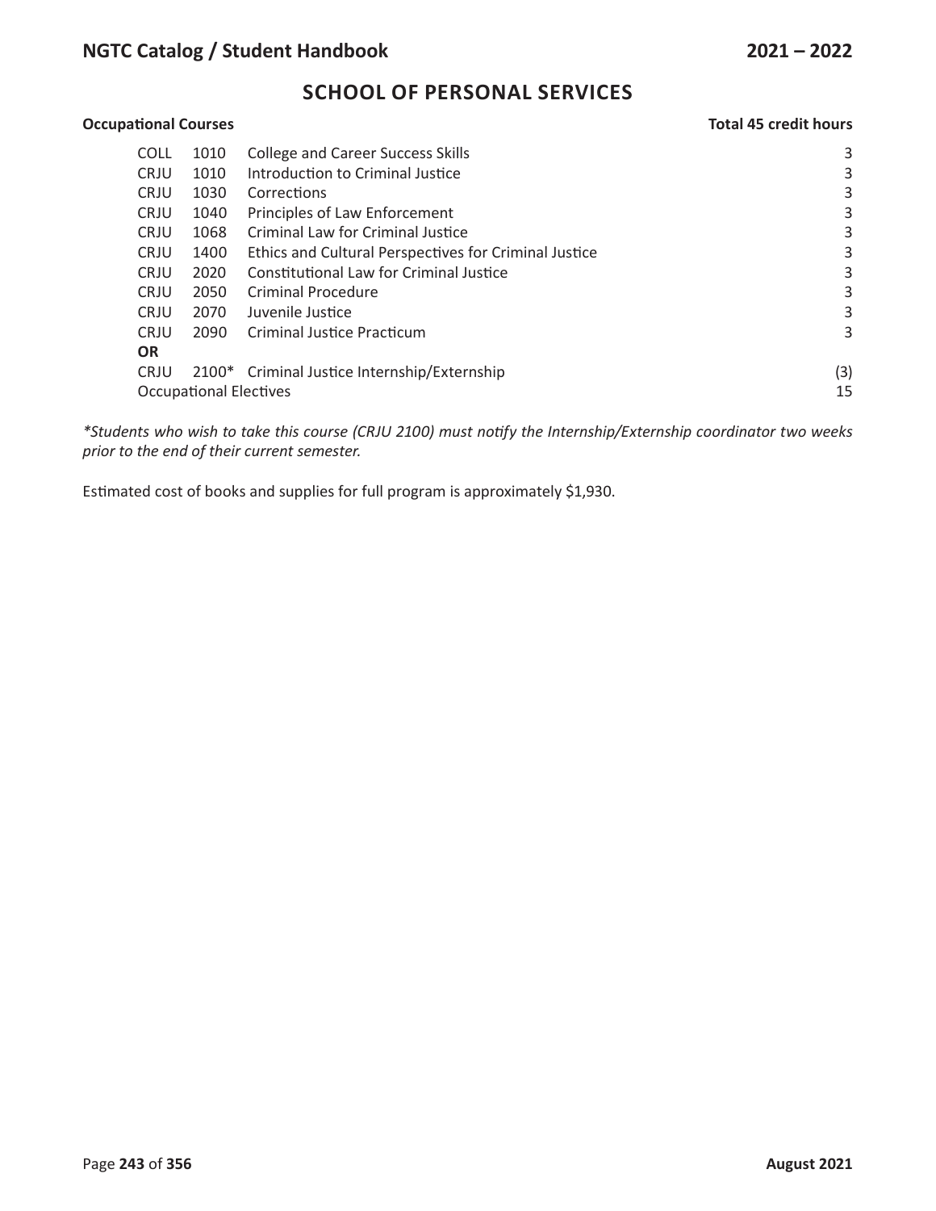## SCHOOL OF PERSONAL SERVICES

**Occupational Courses** — **Total 45 credit hours**

| | | | |
|---|---|---|---|
| COLL | 1010 | College and Career Success Skills | 3 |
| CRJU | 1010 | Introduction to Criminal Justice | 3 |
| CRJU | 1030 | Corrections | 3 |
| CRJU | 1040 | Principles of Law Enforcement | 3 |
| CRJU | 1068 | Criminal Law for Criminal Justice | 3 |
| CRJU | 1400 | Ethics and Cultural Perspectives for Criminal Justice | 3 |
| CRJU | 2020 | Constitutional Law for Criminal Justice | 3 |
| CRJU | 2050 | Criminal Procedure | 3 |
| CRJU | 2070 | Juvenile Justice | 3 |
| CRJU | 2090 | Criminal Justice Practicum | 3 |
| **OR** | | | |
| CRJU | 2100* | Criminal Justice Internship/Externship | (3) |
| Occupational Electives | | | 15 |

*\*Students who wish to take this course (CRJU 2100) must notify the Internship/Externship coordinator two weeks prior to the end of their current semester.*

Estimated cost of books and supplies for full program is approximately $1,930.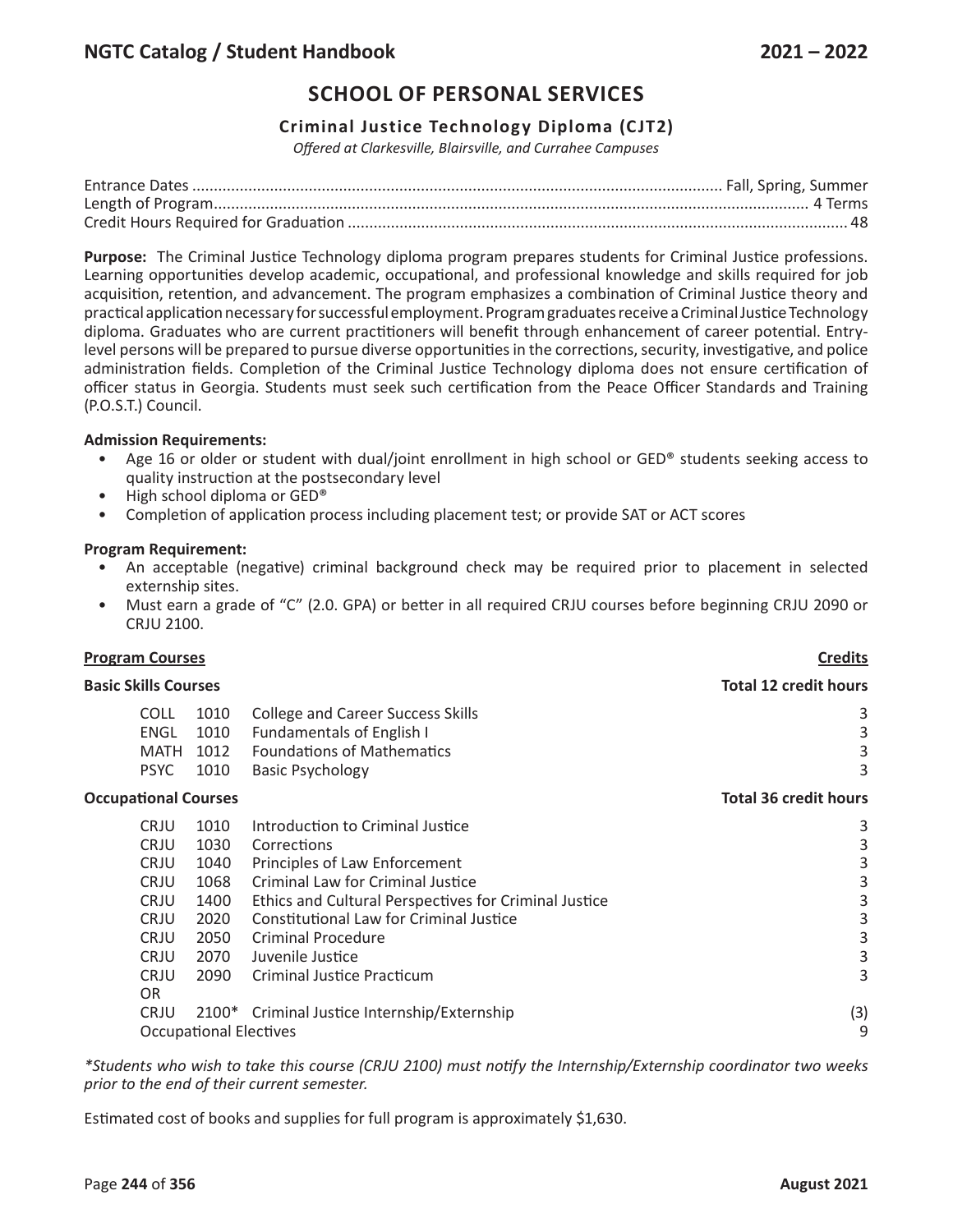# SCHOOL OF PERSONAL SERVICES

## Criminal Justice Technology Diploma (CJT2)

*Offered at Clarkesville, Blairsville, and Currahee Campuses*

| | |
|---|---|
| Entrance Dates | Fall, Spring, Summer |
| Length of Program | 4 Terms |
| Credit Hours Required for Graduation | 48 |

**Purpose:** The Criminal Justice Technology diploma program prepares students for Criminal Justice professions. Learning opportunities develop academic, occupational, and professional knowledge and skills required for job acquisition, retention, and advancement. The program emphasizes a combination of Criminal Justice theory and practical application necessary for successful employment. Program graduates receive a Criminal Justice Technology diploma. Graduates who are current practitioners will benefit through enhancement of career potential. Entry-level persons will be prepared to pursue diverse opportunities in the corrections, security, investigative, and police administration fields. Completion of the Criminal Justice Technology diploma does not ensure certification of officer status in Georgia. Students must seek such certification from the Peace Officer Standards and Training (P.O.S.T.) Council.

**Admission Requirements:**

- Age 16 or older or student with dual/joint enrollment in high school or GED® students seeking access to quality instruction at the postsecondary level
- High school diploma or GED®
- Completion of application process including placement test; or provide SAT or ACT scores

**Program Requirement:**

- An acceptable (negative) criminal background check may be required prior to placement in selected externship sites.
- Must earn a grade of "C" (2.0. GPA) or better in all required CRJU courses before beginning CRJU 2090 or CRJU 2100.

| **Program Courses** | | | **Credits** |
|---|---|---|---|
| **Basic Skills Courses** | | | **Total 12 credit hours** |
| COLL | 1010 | College and Career Success Skills | 3 |
| ENGL | 1010 | Fundamentals of English I | 3 |
| MATH | 1012 | Foundations of Mathematics | 3 |
| PSYC | 1010 | Basic Psychology | 3 |
| **Occupational Courses** | | | **Total 36 credit hours** |
| CRJU | 1010 | Introduction to Criminal Justice | 3 |
| CRJU | 1030 | Corrections | 3 |
| CRJU | 1040 | Principles of Law Enforcement | 3 |
| CRJU | 1068 | Criminal Law for Criminal Justice | 3 |
| CRJU | 1400 | Ethics and Cultural Perspectives for Criminal Justice | 3 |
| CRJU | 2020 | Constitutional Law for Criminal Justice | 3 |
| CRJU | 2050 | Criminal Procedure | 3 |
| CRJU | 2070 | Juvenile Justice | 3 |
| CRJU | 2090 | Criminal Justice Practicum | 3 |
| OR | | | |
| CRJU | 2100* | Criminal Justice Internship/Externship | (3) |
| Occupational Electives | | | 9 |

*\*Students who wish to take this course (CRJU 2100) must notify the Internship/Externship coordinator two weeks prior to the end of their current semester.*

Estimated cost of books and supplies for full program is approximately $1,630.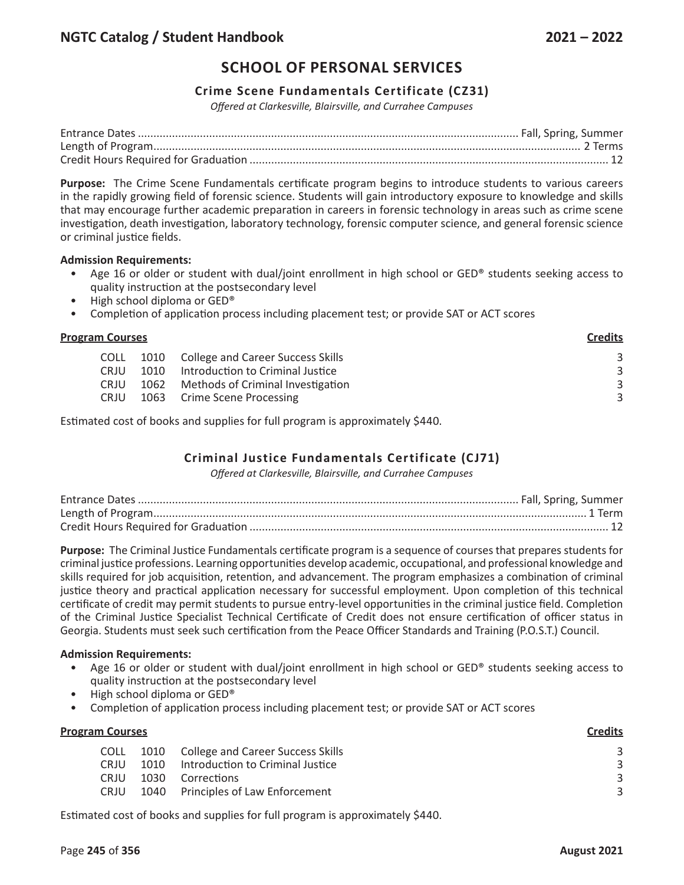# SCHOOL OF PERSONAL SERVICES

## Crime Scene Fundamentals Certificate (CZ31)

*Offered at Clarkesville, Blairsville, and Currahee Campuses*

| | |
|---|---|
| Entrance Dates | Fall, Spring, Summer |
| Length of Program | 2 Terms |
| Credit Hours Required for Graduation | 12 |

**Purpose:** The Crime Scene Fundamentals certificate program begins to introduce students to various careers in the rapidly growing field of forensic science. Students will gain introductory exposure to knowledge and skills that may encourage further academic preparation in careers in forensic technology in areas such as crime scene investigation, death investigation, laboratory technology, forensic computer science, and general forensic science or criminal justice fields.

**Admission Requirements:**

- Age 16 or older or student with dual/joint enrollment in high school or GED® students seeking access to quality instruction at the postsecondary level
- High school diploma or GED®
- Completion of application process including placement test; or provide SAT or ACT scores

| Program Courses | | | Credits |
|---|---|---|---|
| COLL | 1010 | College and Career Success Skills | 3 |
| CRJU | 1010 | Introduction to Criminal Justice | 3 |
| CRJU | 1062 | Methods of Criminal Investigation | 3 |
| CRJU | 1063 | Crime Scene Processing | 3 |

Estimated cost of books and supplies for full program is approximately $440.

## Criminal Justice Fundamentals Certificate (CJ71)

*Offered at Clarkesville, Blairsville, and Currahee Campuses*

| | |
|---|---|
| Entrance Dates | Fall, Spring, Summer |
| Length of Program | 1 Term |
| Credit Hours Required for Graduation | 12 |

**Purpose:** The Criminal Justice Fundamentals certificate program is a sequence of courses that prepares students for criminal justice professions. Learning opportunities develop academic, occupational, and professional knowledge and skills required for job acquisition, retention, and advancement. The program emphasizes a combination of criminal justice theory and practical application necessary for successful employment. Upon completion of this technical certificate of credit may permit students to pursue entry-level opportunities in the criminal justice field. Completion of the Criminal Justice Specialist Technical Certificate of Credit does not ensure certification of officer status in Georgia. Students must seek such certification from the Peace Officer Standards and Training (P.O.S.T.) Council.

**Admission Requirements:**

- Age 16 or older or student with dual/joint enrollment in high school or GED® students seeking access to quality instruction at the postsecondary level
- High school diploma or GED®
- Completion of application process including placement test; or provide SAT or ACT scores

| Program Courses | | | Credits |
|---|---|---|---|
| COLL | 1010 | College and Career Success Skills | 3 |
| CRJU | 1010 | Introduction to Criminal Justice | 3 |
| CRJU | 1030 | Corrections | 3 |
| CRJU | 1040 | Principles of Law Enforcement | 3 |

Estimated cost of books and supplies for full program is approximately $440.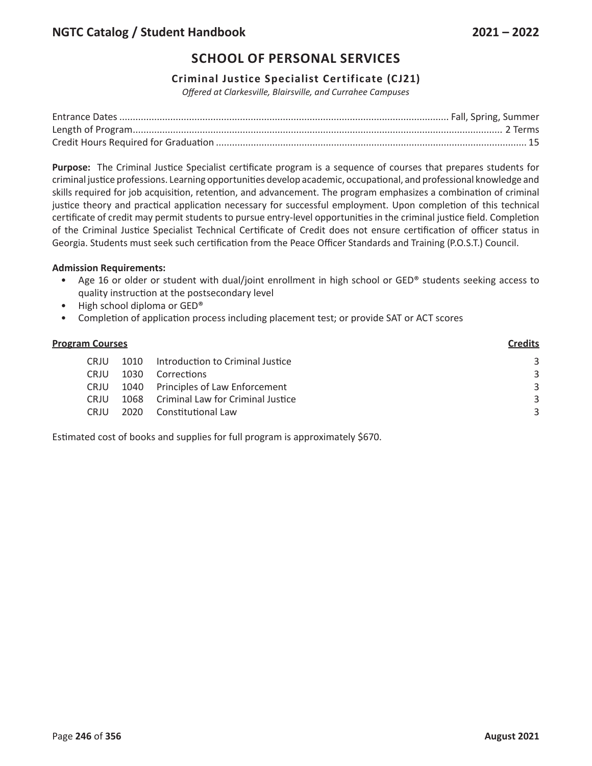# SCHOOL OF PERSONAL SERVICES

## Criminal Justice Specialist Certificate (CJ21)

*Offered at Clarkesville, Blairsville, and Currahee Campuses*

Entrance Dates .......... Fall, Spring, Summer
Length of Program.......... 2 Terms
Credit Hours Required for Graduation .......... 15

**Purpose:** The Criminal Justice Specialist certificate program is a sequence of courses that prepares students for criminal justice professions. Learning opportunities develop academic, occupational, and professional knowledge and skills required for job acquisition, retention, and advancement. The program emphasizes a combination of criminal justice theory and practical application necessary for successful employment. Upon completion of this technical certificate of credit may permit students to pursue entry-level opportunities in the criminal justice field. Completion of the Criminal Justice Specialist Technical Certificate of Credit does not ensure certification of officer status in Georgia. Students must seek such certification from the Peace Officer Standards and Training (P.O.S.T.) Council.

**Admission Requirements:**

- Age 16 or older or student with dual/joint enrollment in high school or GED® students seeking access to quality instruction at the postsecondary level
- High school diploma or GED®
- Completion of application process including placement test; or provide SAT or ACT scores

| Program Courses | | | Credits |
|---|---|---|---|
| CRJU | 1010 | Introduction to Criminal Justice | 3 |
| CRJU | 1030 | Corrections | 3 |
| CRJU | 1040 | Principles of Law Enforcement | 3 |
| CRJU | 1068 | Criminal Law for Criminal Justice | 3 |
| CRJU | 2020 | Constitutional Law | 3 |

Estimated cost of books and supplies for full program is approximately $670.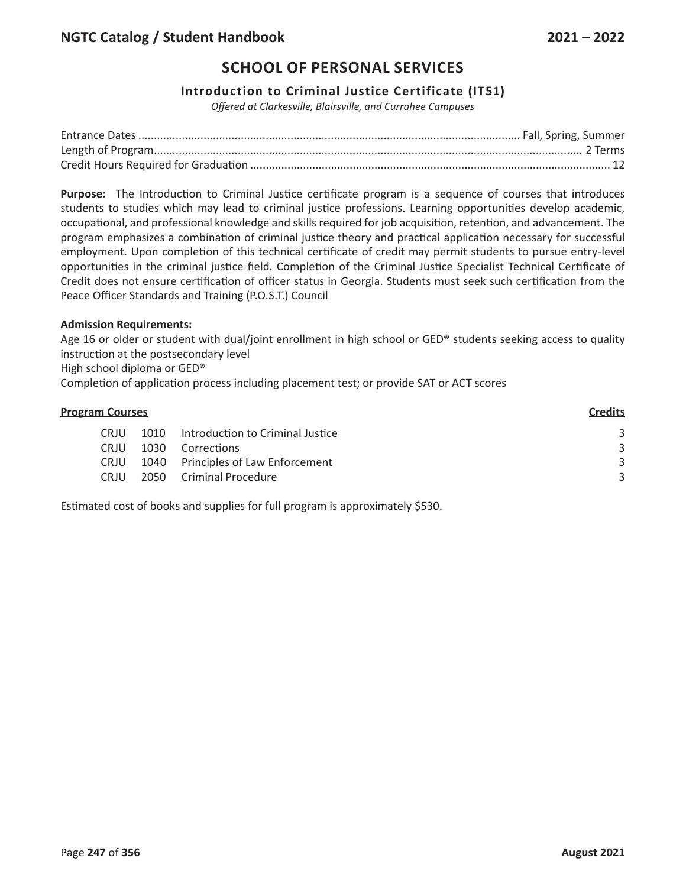# SCHOOL OF PERSONAL SERVICES

## Introduction to Criminal Justice Certificate (IT51)

*Offered at Clarkesville, Blairsville, and Currahee Campuses*

Entrance Dates .......... Fall, Spring, Summer
Length of Program .......... 2 Terms
Credit Hours Required for Graduation .......... 12

**Purpose:** The Introduction to Criminal Justice certificate program is a sequence of courses that introduces students to studies which may lead to criminal justice professions. Learning opportunities develop academic, occupational, and professional knowledge and skills required for job acquisition, retention, and advancement. The program emphasizes a combination of criminal justice theory and practical application necessary for successful employment. Upon completion of this technical certificate of credit may permit students to pursue entry-level opportunities in the criminal justice field. Completion of the Criminal Justice Specialist Technical Certificate of Credit does not ensure certification of officer status in Georgia. Students must seek such certification from the Peace Officer Standards and Training (P.O.S.T.) Council

**Admission Requirements:**

Age 16 or older or student with dual/joint enrollment in high school or GED® students seeking access to quality instruction at the postsecondary level
High school diploma or GED®
Completion of application process including placement test; or provide SAT or ACT scores

| **Program Courses** | | | **Credits** |
|---|---|---|---|
| CRJU | 1010 | Introduction to Criminal Justice | 3 |
| CRJU | 1030 | Corrections | 3 |
| CRJU | 1040 | Principles of Law Enforcement | 3 |
| CRJU | 2050 | Criminal Procedure | 3 |

Estimated cost of books and supplies for full program is approximately $530.